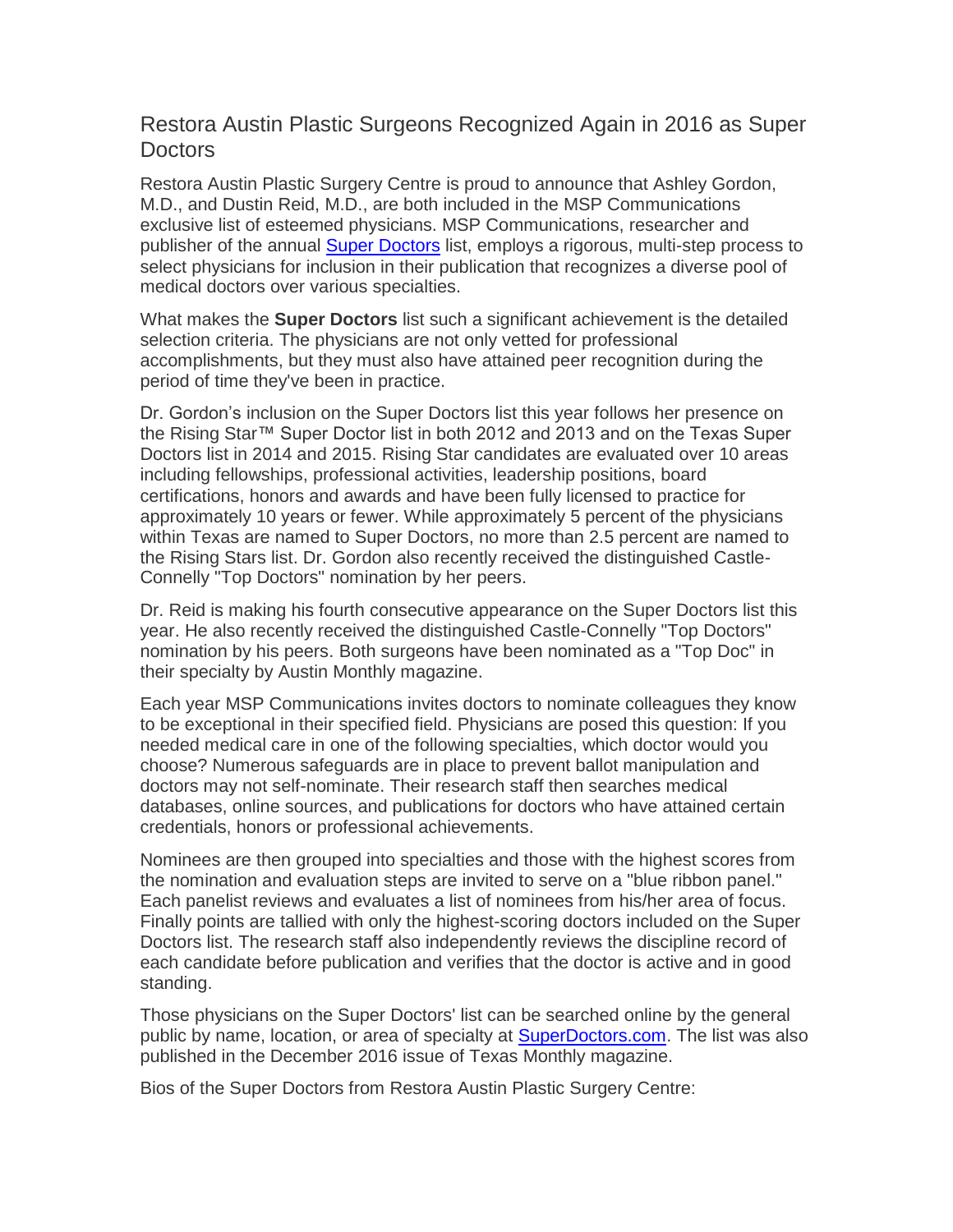# Restora Austin Plastic Surgeons Recognized Again in 2016 as Super Doctors

Restora Austin Plastic Surgery Centre is proud to announce that Ashley Gordon, M.D., and Dustin Reid, M.D., are both included in the MSP Communications exclusive list of esteemed physicians. MSP Communications, researcher and publisher of the annual [Super Doctors](#) list, employs a rigorous, multi-step process to select physicians for inclusion in their publication that recognizes a diverse pool of medical doctors over various specialties.

What makes the **Super Doctors** list such a significant achievement is the detailed selection criteria. The physicians are not only vetted for professional accomplishments, but they must also have attained peer recognition during the period of time they've been in practice.

Dr. Gordon's inclusion on the Super Doctors list this year follows her presence on the Rising Star™ Super Doctor list in both 2012 and 2013 and on the Texas Super Doctors list in 2014 and 2015. Rising Star candidates are evaluated over 10 areas including fellowships, professional activities, leadership positions, board certifications, honors and awards and have been fully licensed to practice for approximately 10 years or fewer. While approximately 5 percent of the physicians within Texas are named to Super Doctors, no more than 2.5 percent are named to the Rising Stars list. Dr. Gordon also recently received the distinguished Castle-Connelly "Top Doctors" nomination by her peers.

Dr. Reid is making his fourth consecutive appearance on the Super Doctors list this year. He also recently received the distinguished Castle-Connelly "Top Doctors" nomination by his peers. Both surgeons have been nominated as a "Top Doc" in their specialty by Austin Monthly magazine.

Each year MSP Communications invites doctors to nominate colleagues they know to be exceptional in their specified field. Physicians are posed this question: If you needed medical care in one of the following specialties, which doctor would you choose? Numerous safeguards are in place to prevent ballot manipulation and doctors may not self-nominate. Their research staff then searches medical databases, online sources, and publications for doctors who have attained certain credentials, honors or professional achievements.

Nominees are then grouped into specialties and those with the highest scores from the nomination and evaluation steps are invited to serve on a "blue ribbon panel." Each panelist reviews and evaluates a list of nominees from his/her area of focus. Finally points are tallied with only the highest-scoring doctors included on the Super Doctors list. The research staff also independently reviews the discipline record of each candidate before publication and verifies that the doctor is active and in good standing.

Those physicians on the Super Doctors' list can be searched online by the general public by name, location, or area of specialty at [SuperDoctors.com](#). The list was also published in the December 2016 issue of Texas Monthly magazine.

Bios of the Super Doctors from Restora Austin Plastic Surgery Centre: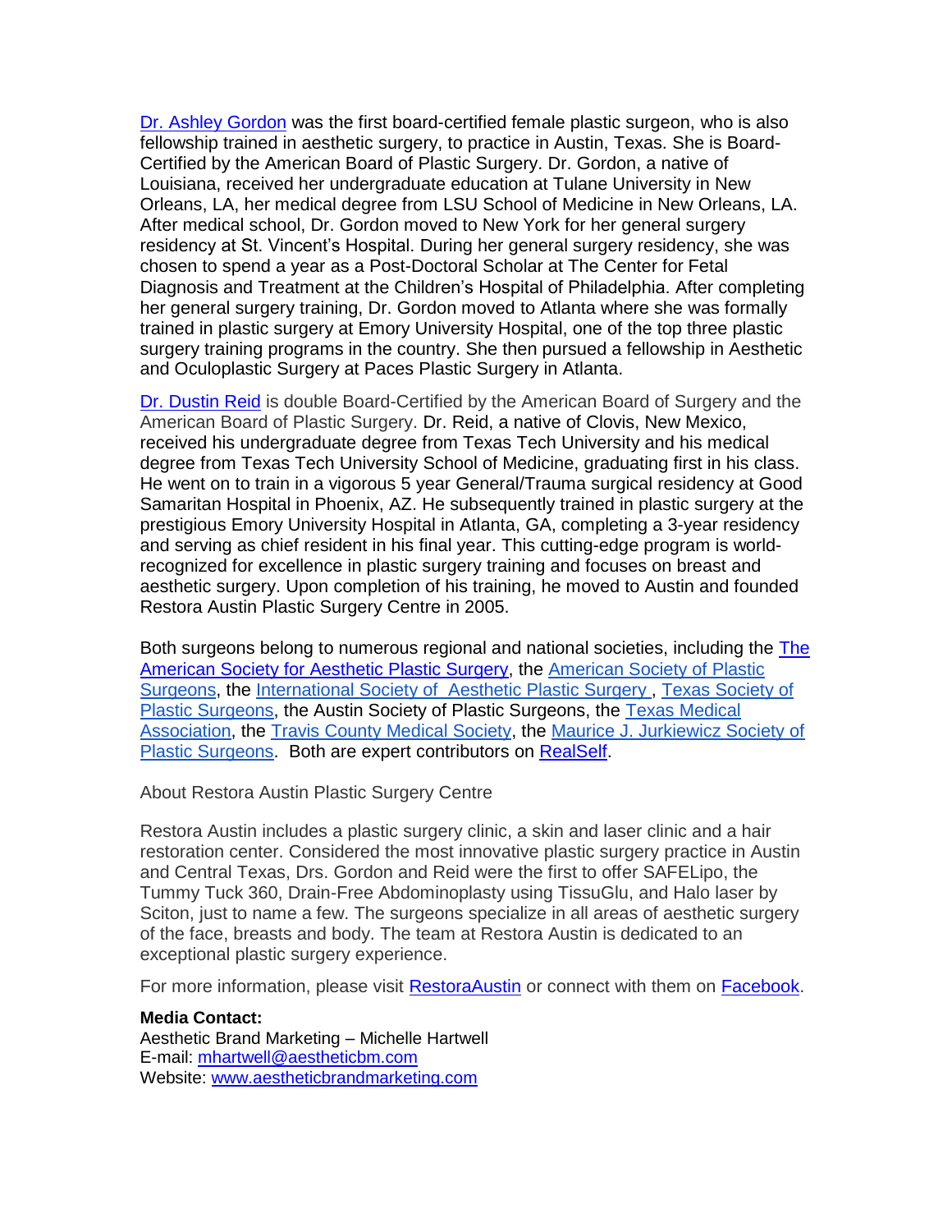Dr. Ashley Gordon was the first board-certified female plastic surgeon, who is also fellowship trained in aesthetic surgery, to practice in Austin, Texas. She is Board-Certified by the American Board of Plastic Surgery. Dr. Gordon, a native of Louisiana, received her undergraduate education at Tulane University in New Orleans, LA, her medical degree from LSU School of Medicine in New Orleans, LA. After medical school, Dr. Gordon moved to New York for her general surgery residency at St. Vincent's Hospital. During her general surgery residency, she was chosen to spend a year as a Post-Doctoral Scholar at The Center for Fetal Diagnosis and Treatment at the Children's Hospital of Philadelphia. After completing her general surgery training, Dr. Gordon moved to Atlanta where she was formally trained in plastic surgery at Emory University Hospital, one of the top three plastic surgery training programs in the country. She then pursued a fellowship in Aesthetic and Oculoplastic Surgery at Paces Plastic Surgery in Atlanta.

Dr. Dustin Reid is double Board-Certified by the American Board of Surgery and the American Board of Plastic Surgery. Dr. Reid, a native of Clovis, New Mexico, received his undergraduate degree from Texas Tech University and his medical degree from Texas Tech University School of Medicine, graduating first in his class. He went on to train in a vigorous 5 year General/Trauma surgical residency at Good Samaritan Hospital in Phoenix, AZ. He subsequently trained in plastic surgery at the prestigious Emory University Hospital in Atlanta, GA, completing a 3-year residency and serving as chief resident in his final year. This cutting-edge program is world-recognized for excellence in plastic surgery training and focuses on breast and aesthetic surgery. Upon completion of his training, he moved to Austin and founded Restora Austin Plastic Surgery Centre in 2005.

Both surgeons belong to numerous regional and national societies, including the The American Society for Aesthetic Plastic Surgery, the American Society of Plastic Surgeons, the International Society of Aesthetic Plastic Surgery, Texas Society of Plastic Surgeons, the Austin Society of Plastic Surgeons, the Texas Medical Association, the Travis County Medical Society, the Maurice J. Jurkiewicz Society of Plastic Surgeons. Both are expert contributors on RealSelf.

About Restora Austin Plastic Surgery Centre

Restora Austin includes a plastic surgery clinic, a skin and laser clinic and a hair restoration center. Considered the most innovative plastic surgery practice in Austin and Central Texas, Drs. Gordon and Reid were the first to offer SAFELipo, the Tummy Tuck 360, Drain-Free Abdominoplasty using TissuGlu, and Halo laser by Sciton, just to name a few. The surgeons specialize in all areas of aesthetic surgery of the face, breasts and body. The team at Restora Austin is dedicated to an exceptional plastic surgery experience.

For more information, please visit RestoraAustin or connect with them on Facebook.

**Media Contact:**
Aesthetic Brand Marketing – Michelle Hartwell
E-mail: mhartwell@aestheticbm.com
Website: www.aestheticbrandmarketing.com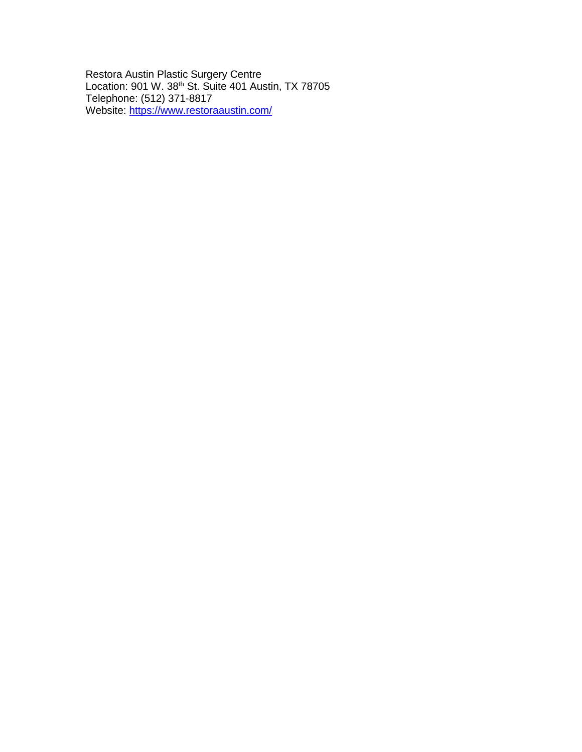Restora Austin Plastic Surgery Centre
Location: 901 W. 38th St. Suite 401 Austin, TX 78705
Telephone: (512) 371-8817
Website: [https://www.restoraaustin.com/](https://www.restoraaustin.com/)